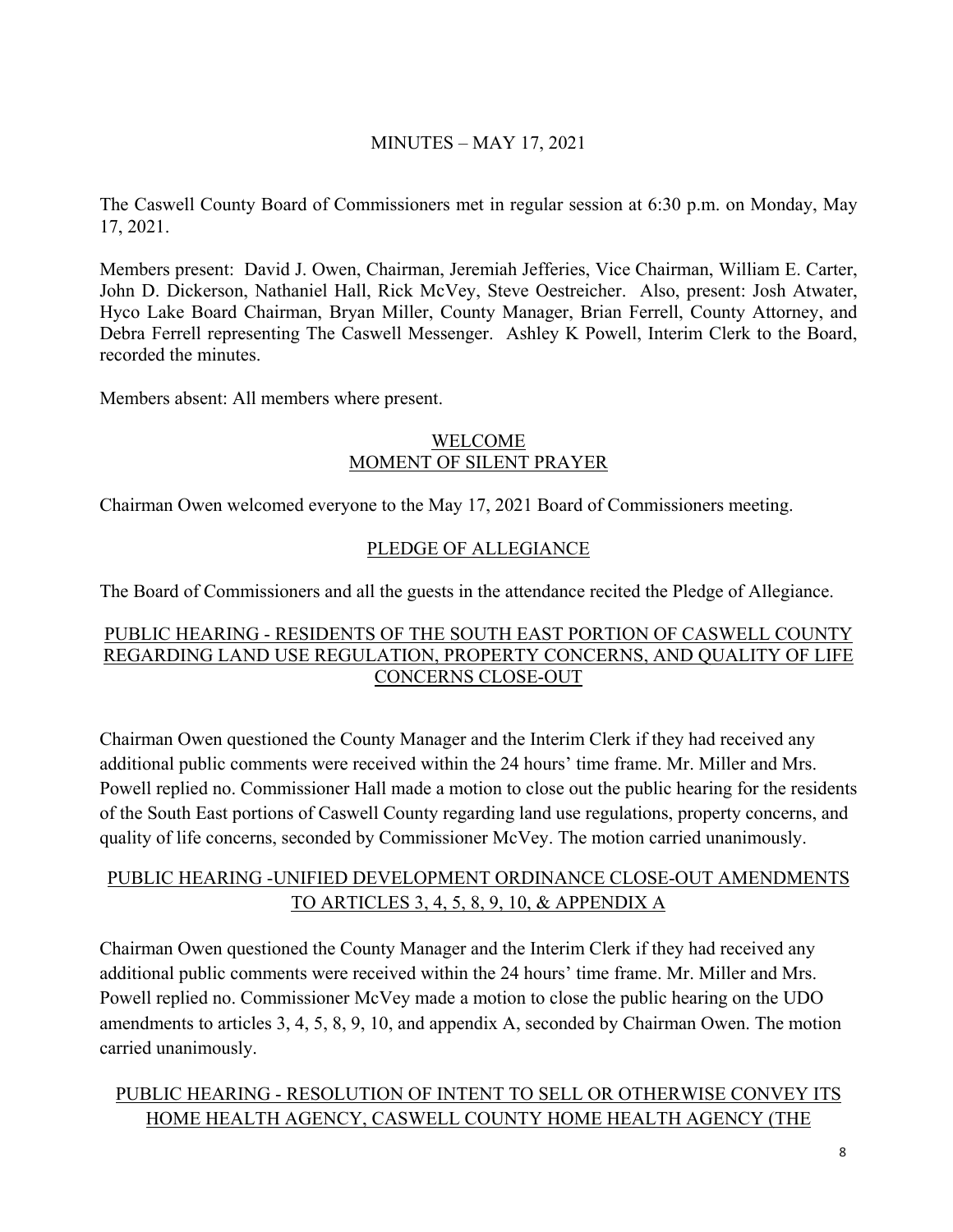# MINUTES – MAY 17, 2021

The Caswell County Board of Commissioners met in regular session at 6:30 p.m. on Monday, May 17, 2021.

Members present: David J. Owen, Chairman, Jeremiah Jefferies, Vice Chairman, William E. Carter, John D. Dickerson, Nathaniel Hall, Rick McVey, Steve Oestreicher. Also, present: Josh Atwater, Hyco Lake Board Chairman, Bryan Miller, County Manager, Brian Ferrell, County Attorney, and Debra Ferrell representing The Caswell Messenger. Ashley K Powell, Interim Clerk to the Board, recorded the minutes.

Members absent: All members where present.

## WELCOME
## MOMENT OF SILENT PRAYER

Chairman Owen welcomed everyone to the May 17, 2021 Board of Commissioners meeting.

## PLEDGE OF ALLEGIANCE

The Board of Commissioners and all the guests in the attendance recited the Pledge of Allegiance.

## PUBLIC HEARING - RESIDENTS OF THE SOUTH EAST PORTION OF CASWELL COUNTY REGARDING LAND USE REGULATION, PROPERTY CONCERNS, AND QUALITY OF LIFE CONCERNS CLOSE-OUT

Chairman Owen questioned the County Manager and the Interim Clerk if they had received any additional public comments were received within the 24 hours' time frame. Mr. Miller and Mrs. Powell replied no. Commissioner Hall made a motion to close out the public hearing for the residents of the South East portions of Caswell County regarding land use regulations, property concerns, and quality of life concerns, seconded by Commissioner McVey. The motion carried unanimously.

## PUBLIC HEARING -UNIFIED DEVELOPMENT ORDINANCE CLOSE-OUT AMENDMENTS TO ARTICLES 3, 4, 5, 8, 9, 10, & APPENDIX A

Chairman Owen questioned the County Manager and the Interim Clerk if they had received any additional public comments were received within the 24 hours' time frame. Mr. Miller and Mrs. Powell replied no. Commissioner McVey made a motion to close the public hearing on the UDO amendments to articles 3, 4, 5, 8, 9, 10, and appendix A, seconded by Chairman Owen. The motion carried unanimously.

## PUBLIC HEARING - RESOLUTION OF INTENT TO SELL OR OTHERWISE CONVEY ITS HOME HEALTH AGENCY, CASWELL COUNTY HOME HEALTH AGENCY (THE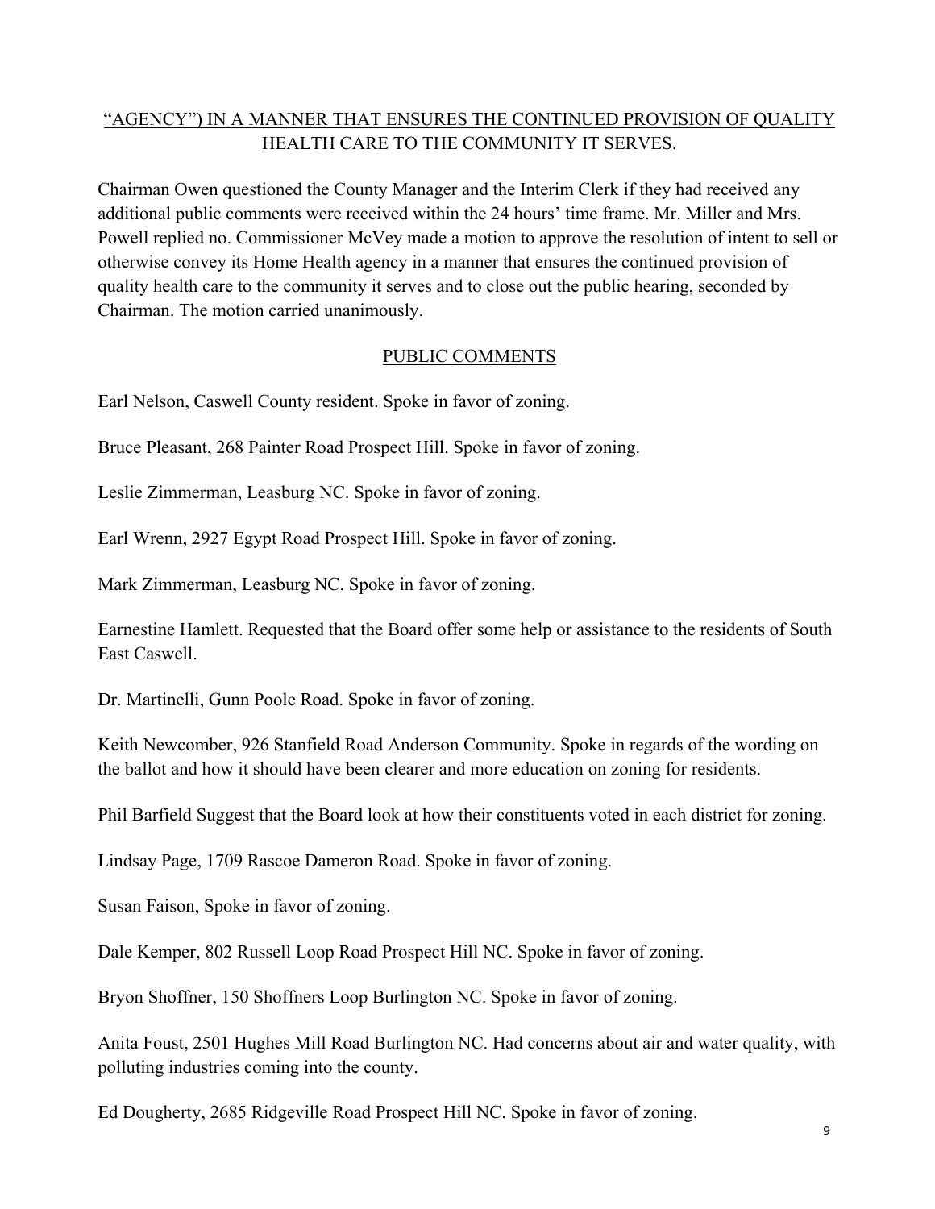<u>"AGENCY") IN A MANNER THAT ENSURES THE CONTINUED PROVISION OF QUALITY HEALTH CARE TO THE COMMUNITY IT SERVES.</u>

Chairman Owen questioned the County Manager and the Interim Clerk if they had received any additional public comments were received within the 24 hours' time frame. Mr. Miller and Mrs. Powell replied no. Commissioner McVey made a motion to approve the resolution of intent to sell or otherwise convey its Home Health agency in a manner that ensures the continued provision of quality health care to the community it serves and to close out the public hearing, seconded by Chairman. The motion carried unanimously.

## <u>PUBLIC COMMENTS</u>

Earl Nelson, Caswell County resident. Spoke in favor of zoning.

Bruce Pleasant, 268 Painter Road Prospect Hill. Spoke in favor of zoning.

Leslie Zimmerman, Leasburg NC. Spoke in favor of zoning.

Earl Wrenn, 2927 Egypt Road Prospect Hill. Spoke in favor of zoning.

Mark Zimmerman, Leasburg NC. Spoke in favor of zoning.

Earnestine Hamlett. Requested that the Board offer some help or assistance to the residents of South East Caswell.

Dr. Martinelli, Gunn Poole Road. Spoke in favor of zoning.

Keith Newcomber, 926 Stanfield Road Anderson Community. Spoke in regards of the wording on the ballot and how it should have been clearer and more education on zoning for residents.

Phil Barfield Suggest that the Board look at how their constituents voted in each district for zoning.

Lindsay Page, 1709 Rascoe Dameron Road. Spoke in favor of zoning.

Susan Faison, Spoke in favor of zoning.

Dale Kemper, 802 Russell Loop Road Prospect Hill NC. Spoke in favor of zoning.

Bryon Shoffner, 150 Shoffners Loop Burlington NC. Spoke in favor of zoning.

Anita Foust, 2501 Hughes Mill Road Burlington NC. Had concerns about air and water quality, with polluting industries coming into the county.

Ed Dougherty, 2685 Ridgeville Road Prospect Hill NC. Spoke in favor of zoning.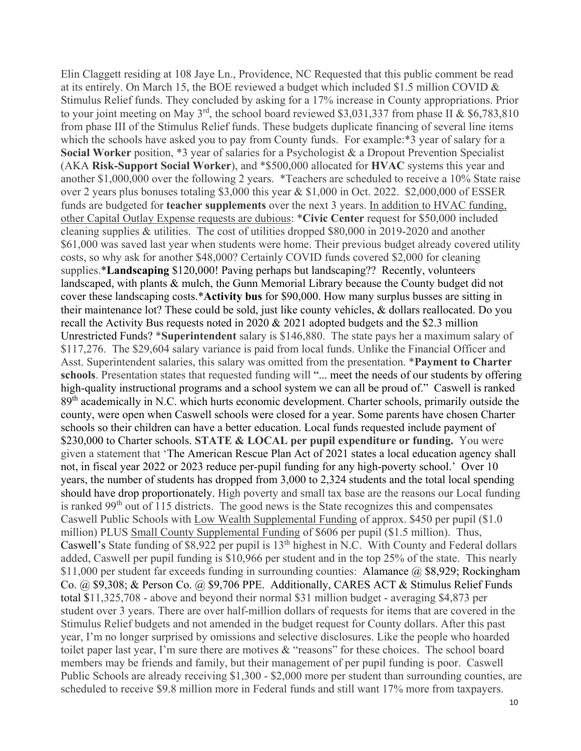Elin Claggett residing at 108 Jaye Ln., Providence, NC Requested that this public comment be read at its entirely. On March 15, the BOE reviewed a budget which included $1.5 million COVID & Stimulus Relief funds. They concluded by asking for a 17% increase in County appropriations. Prior to your joint meeting on May 3rd, the school board reviewed $3,031,337 from phase II & $6,783,810 from phase III of the Stimulus Relief funds. These budgets duplicate financing of several line items which the schools have asked you to pay from County funds. For example:*3 year of salary for a **Social Worker** position, *3 year of salaries for a Psychologist & a Dropout Prevention Specialist (AKA **Risk-Support Social Worker**), and *$500,000 allocated for **HVAC** systems this year and another $1,000,000 over the following 2 years. *Teachers are scheduled to receive a 10% State raise over 2 years plus bonuses totaling $3,000 this year & $1,000 in Oct. 2022. $2,000,000 of ESSER funds are budgeted for **teacher supplements** over the next 3 years. <u>In addition to HVAC funding, other Capital Outlay Expense requests are dubious</u>: ***Civic Center** request for $50,000 included cleaning supplies & utilities. The cost of utilities dropped $80,000 in 2019-2020 and another $61,000 was saved last year when students were home. Their previous budget already covered utility costs, so why ask for another $48,000? Certainly COVID funds covered $2,000 for cleaning supplies.***Landscaping** $120,000! Paving perhaps but landscaping?? Recently, volunteers landscaped, with plants & mulch, the Gunn Memorial Library because the County budget did not cover these landscaping costs.***Activity bus** for $90,000. How many surplus busses are sitting in their maintenance lot? These could be sold, just like county vehicles, & dollars reallocated. Do you recall the Activity Bus requests noted in 2020 & 2021 adopted budgets and the $2.3 million Unrestricted Funds? ***Superintendent** salary is $146,880. The state pays her a maximum salary of $117,276. The $29,604 salary variance is paid from local funds. Unlike the Financial Officer and Asst. Superintendent salaries, this salary was omitted from the presentation. ***Payment to Charter schools**. Presentation states that requested funding will "... meet the needs of our students by offering high-quality instructional programs and a school system we can all be proud of." Caswell is ranked 89th academically in N.C. which hurts economic development. Charter schools, primarily outside the county, were open when Caswell schools were closed for a year. Some parents have chosen Charter schools so their children can have a better education. Local funds requested include payment of $230,000 to Charter schools. **STATE & LOCAL per pupil expenditure or funding.** You were given a statement that 'The American Rescue Plan Act of 2021 states a local education agency shall not, in fiscal year 2022 or 2023 reduce per-pupil funding for any high-poverty school.' Over 10 years, the number of students has dropped from 3,000 to 2,324 students and the total local spending should have drop proportionately. High poverty and small tax base are the reasons our Local funding is ranked 99th out of 115 districts. The good news is the State recognizes this and compensates Caswell Public Schools with <u>Low Wealth Supplemental Funding</u> of approx. $450 per pupil ($1.0 million) PLUS <u>Small County Supplemental Funding</u> of $606 per pupil ($1.5 million). Thus, Caswell's State funding of $8,922 per pupil is 13th highest in N.C. With County and Federal dollars added, Caswell per pupil funding is $10,966 per student and in the top 25% of the state. This nearly $11,000 per student far exceeds funding in surrounding counties: Alamance @ $8,929; Rockingham Co. @ $9,308; & Person Co. @ $9,706 PPE. Additionally, CARES ACT & Stimulus Relief Funds total $11,325,708 - above and beyond their normal $31 million budget - averaging $4,873 per student over 3 years. There are over half-million dollars of requests for items that are covered in the Stimulus Relief budgets and not amended in the budget request for County dollars. After this past year, I'm no longer surprised by omissions and selective disclosures. Like the people who hoarded toilet paper last year, I'm sure there are motives & "reasons" for these choices. The school board members may be friends and family, but their management of per pupil funding is poor. Caswell Public Schools are already receiving $1,300 - $2,000 more per student than surrounding counties, are scheduled to receive $9.8 million more in Federal funds and still want 17% more from taxpayers.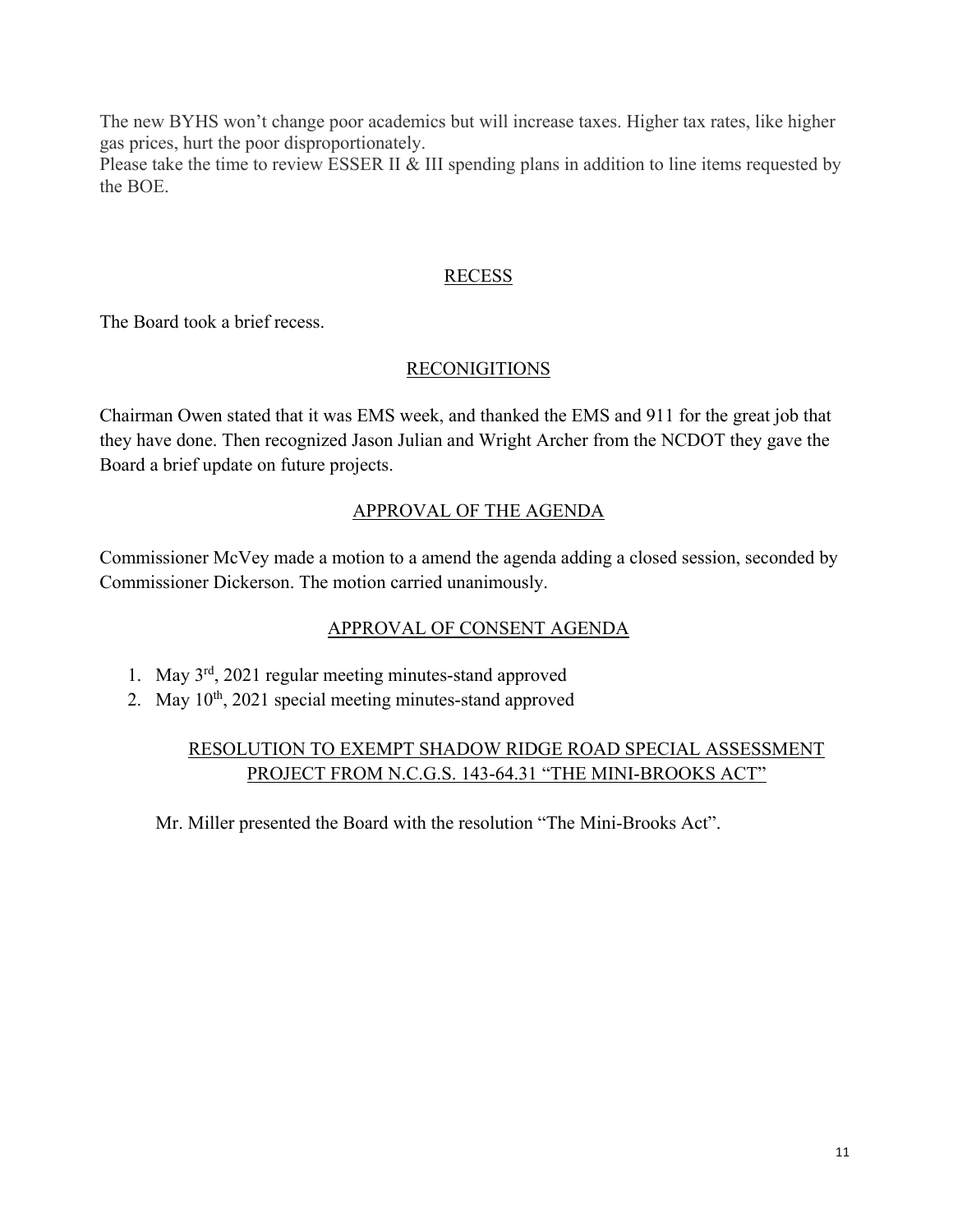The new BYHS won't change poor academics but will increase taxes. Higher tax rates, like higher gas prices, hurt the poor disproportionately.
Please take the time to review ESSER II & III spending plans in addition to line items requested by the BOE.

## RECESS

The Board took a brief recess.

## RECONIGITIONS

Chairman Owen stated that it was EMS week, and thanked the EMS and 911 for the great job that they have done. Then recognized Jason Julian and Wright Archer from the NCDOT they gave the Board a brief update on future projects.

## APPROVAL OF THE AGENDA

Commissioner McVey made a motion to a amend the agenda adding a closed session, seconded by Commissioner Dickerson. The motion carried unanimously.

## APPROVAL OF CONSENT AGENDA

1. May 3rd, 2021 regular meeting minutes-stand approved
2. May 10th, 2021 special meeting minutes-stand approved

### RESOLUTION TO EXEMPT SHADOW RIDGE ROAD SPECIAL ASSESSMENT PROJECT FROM N.C.G.S. 143-64.31 "THE MINI-BROOKS ACT"

Mr. Miller presented the Board with the resolution "The Mini-Brooks Act".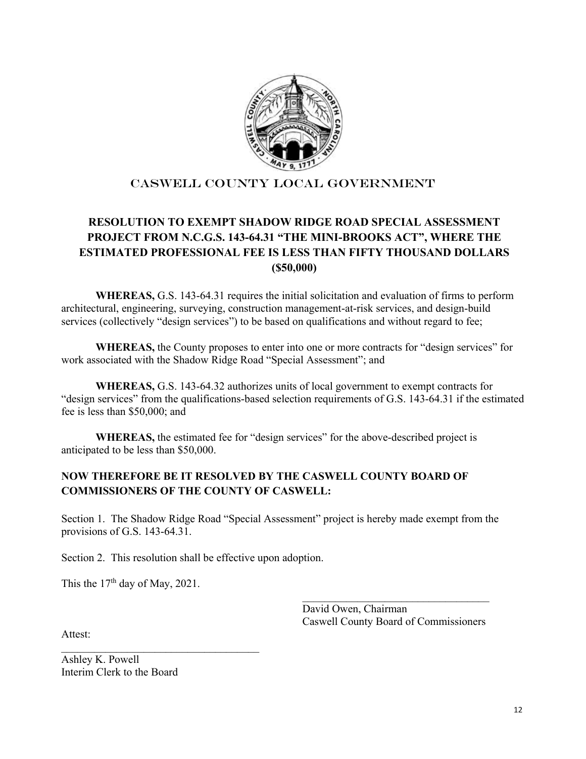CASWELL COUNTY LOCAL GOVERNMENT

## RESOLUTION TO EXEMPT SHADOW RIDGE ROAD SPECIAL ASSESSMENT PROJECT FROM N.C.G.S. 143-64.31 "THE MINI-BROOKS ACT", WHERE THE ESTIMATED PROFESSIONAL FEE IS LESS THAN FIFTY THOUSAND DOLLARS ($50,000)

**WHEREAS,** G.S. 143-64.31 requires the initial solicitation and evaluation of firms to perform architectural, engineering, surveying, construction management-at-risk services, and design-build services (collectively "design services") to be based on qualifications and without regard to fee;

**WHEREAS,** the County proposes to enter into one or more contracts for "design services" for work associated with the Shadow Ridge Road "Special Assessment"; and

**WHEREAS,** G.S. 143-64.32 authorizes units of local government to exempt contracts for "design services" from the qualifications-based selection requirements of G.S. 143-64.31 if the estimated fee is less than $50,000; and

**WHEREAS,** the estimated fee for "design services" for the above-described project is anticipated to be less than $50,000.

**NOW THEREFORE BE IT RESOLVED BY THE CASWELL COUNTY BOARD OF COMMISSIONERS OF THE COUNTY OF CASWELL:**

Section 1. The Shadow Ridge Road "Special Assessment" project is hereby made exempt from the provisions of G.S. 143-64.31.

Section 2. This resolution shall be effective upon adoption.

This the 17th day of May, 2021.

\_\_\_\_\_\_\_\_\_\_\_\_\_\_\_\_\_\_\_\_\_\_\_\_\_\_\_\_\_\_\_\_\_\_\_
David Owen, Chairman
Caswell County Board of Commissioners

Attest:

\_\_\_\_\_\_\_\_\_\_\_\_\_\_\_\_\_\_\_\_\_\_\_\_\_\_\_\_\_\_\_\_\_\_\_
Ashley K. Powell
Interim Clerk to the Board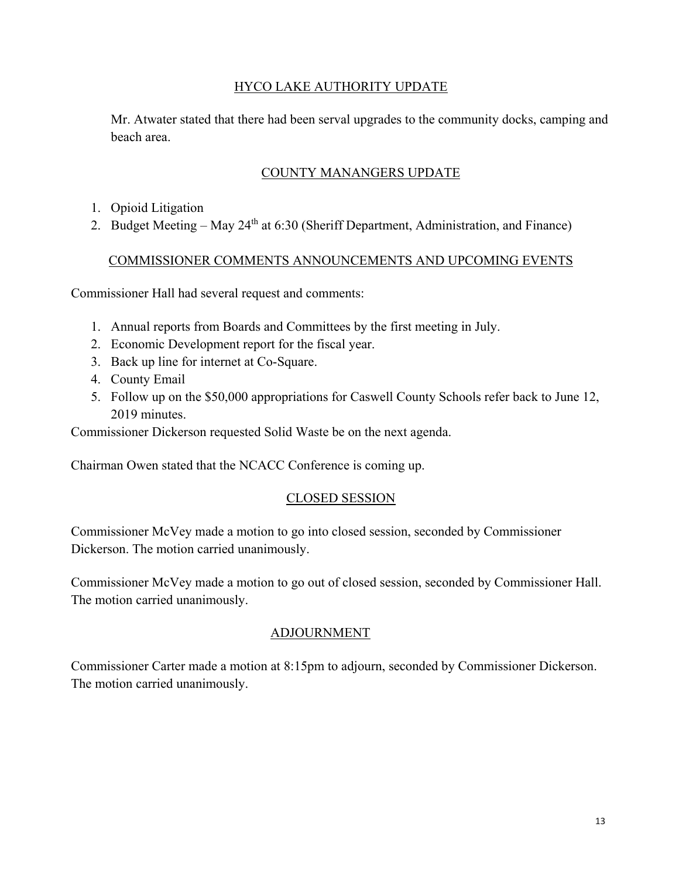## HYCO LAKE AUTHORITY UPDATE

Mr. Atwater stated that there had been serval upgrades to the community docks, camping and beach area.

## COUNTY MANANGERS UPDATE

1. Opioid Litigation
2. Budget Meeting – May 24th at 6:30 (Sheriff Department, Administration, and Finance)

## COMMISSIONER COMMENTS ANNOUNCEMENTS AND UPCOMING EVENTS

Commissioner Hall had several request and comments:

1. Annual reports from Boards and Committees by the first meeting in July.
2. Economic Development report for the fiscal year.
3. Back up line for internet at Co-Square.
4. County Email
5. Follow up on the $50,000 appropriations for Caswell County Schools refer back to June 12, 2019 minutes.

Commissioner Dickerson requested Solid Waste be on the next agenda.

Chairman Owen stated that the NCACC Conference is coming up.

## CLOSED SESSION

Commissioner McVey made a motion to go into closed session, seconded by Commissioner Dickerson. The motion carried unanimously.

Commissioner McVey made a motion to go out of closed session, seconded by Commissioner Hall. The motion carried unanimously.

## ADJOURNMENT

Commissioner Carter made a motion at 8:15pm to adjourn, seconded by Commissioner Dickerson. The motion carried unanimously.